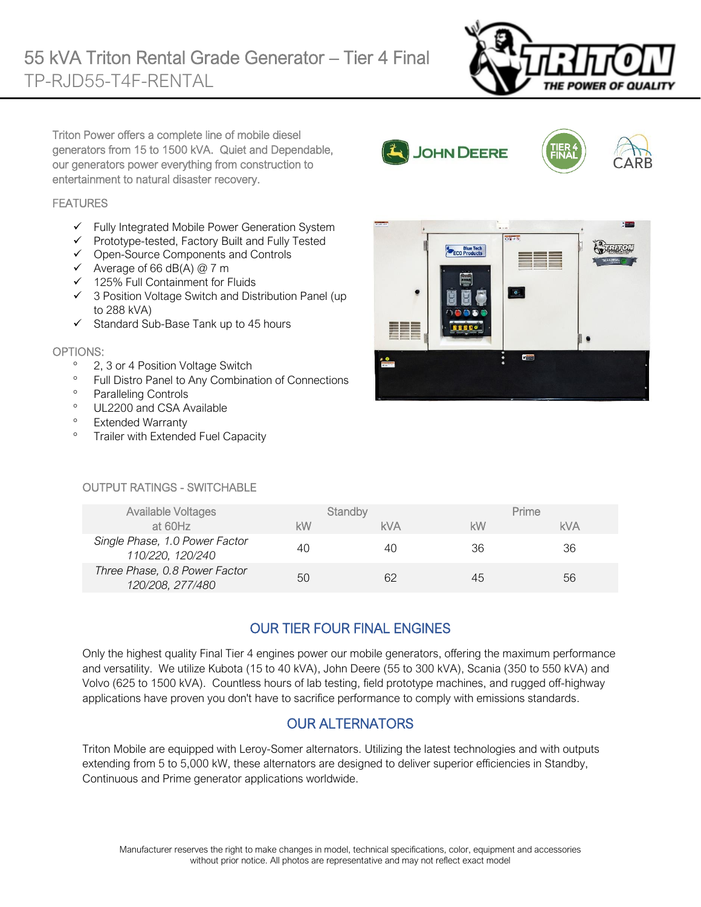# 55 kVA Triton Rental Grade Generator – Tier 4 Final

## TP-RJD55-T4F-RENTAL

Triton Power offers a complete line of mobile diesel generators from 15 to 1500 kVA. Quiet and Dependable, our generators power everything from construction to entertainment to natural disaster recovery.

### FEATURES

- ✓ Fully Integrated Mobile Power Generation System
- ✓ Prototype-tested, Factory Built and Fully Tested
- ✓ Open-Source Components and Controls
- ✓ Average of 66 dB(A) @ 7 m
- ✓ 125% Full Containment for Fluids
- ✓ 3 Position Voltage Switch and Distribution Panel (up to 288 kVA)
- ✓ Standard Sub-Base Tank up to 45 hours

### OPTIONS:

- 2, 3 or 4 Position Voltage Switch
- Full Distro Panel to Any Combination of Connections
- Paralleling Controls
- UL2200 and CSA Available
- Extended Warranty
- Trailer with Extended Fuel Capacity

### OUTPUT RATINGS - SWITCHABLE

| Available Voltages at 60Hz | Standby | | Prime | |
|---|---|---|---|---|
| | kW | kVA | kW | kVA |
| *Single Phase, 1.0 Power Factor 110/220, 120/240* | 40 | 40 | 36 | 36 |
| *Three Phase, 0.8 Power Factor 120/208, 277/480* | 50 | 62 | 45 | 56 |

## OUR TIER FOUR FINAL ENGINES

Only the highest quality Final Tier 4 engines power our mobile generators, offering the maximum performance and versatility. We utilize Kubota (15 to 40 kVA), John Deere (55 to 300 kVA), Scania (350 to 550 kVA) and Volvo (625 to 1500 kVA). Countless hours of lab testing, field prototype machines, and rugged off-highway applications have proven you don't have to sacrifice performance to comply with emissions standards.

## OUR ALTERNATORS

Triton Mobile are equipped with Leroy-Somer alternators. Utilizing the latest technologies and with outputs extending from 5 to 5,000 kW, these alternators are designed to deliver superior efficiencies in Standby, Continuous and Prime generator applications worldwide.

Manufacturer reserves the right to make changes in model, technical specifications, color, equipment and accessories without prior notice. All photos are representative and may not reflect exact model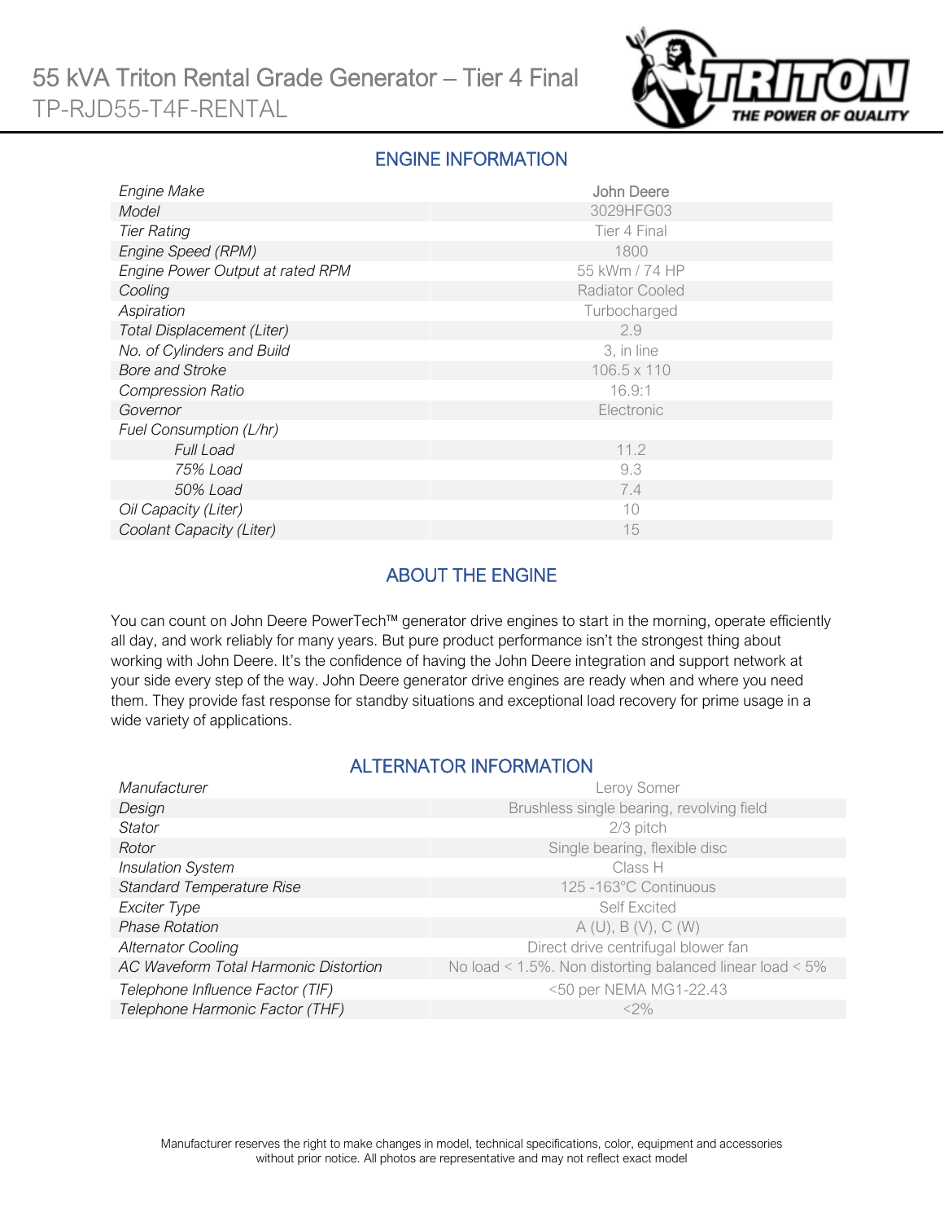# 55 kVA Triton Rental Grade Generator – Tier 4 Final

TP-RJD55-T4F-RENTAL

## ENGINE INFORMATION

| | |
|---|---|
| *Engine Make* | John Deere |
| *Model* | 3029HFG03 |
| *Tier Rating* | Tier 4 Final |
| *Engine Speed (RPM)* | 1800 |
| *Engine Power Output at rated RPM* | 55 kWm / 74 HP |
| *Cooling* | Radiator Cooled |
| *Aspiration* | Turbocharged |
| *Total Displacement (Liter)* | 2.9 |
| *No. of Cylinders and Build* | 3, in line |
| *Bore and Stroke* | 106.5 x 110 |
| *Compression Ratio* | 16.9:1 |
| *Governor* | Electronic |
| *Fuel Consumption (L/hr)* | |
| *Full Load* | 11.2 |
| *75% Load* | 9.3 |
| *50% Load* | 7.4 |
| *Oil Capacity (Liter)* | 10 |
| *Coolant Capacity (Liter)* | 15 |

## ABOUT THE ENGINE

You can count on John Deere PowerTech™ generator drive engines to start in the morning, operate efficiently all day, and work reliably for many years. But pure product performance isn't the strongest thing about working with John Deere. It's the confidence of having the John Deere integration and support network at your side every step of the way. John Deere generator drive engines are ready when and where you need them. They provide fast response for standby situations and exceptional load recovery for prime usage in a wide variety of applications.

## ALTERNATOR INFORMATION

| | |
|---|---|
| *Manufacturer* | Leroy Somer |
| *Design* | Brushless single bearing, revolving field |
| *Stator* | 2/3 pitch |
| *Rotor* | Single bearing, flexible disc |
| *Insulation System* | Class H |
| *Standard Temperature Rise* | 125 -163°C Continuous |
| *Exciter Type* | Self Excited |
| *Phase Rotation* | A (U), B (V), C (W) |
| *Alternator Cooling* | Direct drive centrifugal blower fan |
| *AC Waveform Total Harmonic Distortion* | No load < 1.5%. Non distorting balanced linear load < 5% |
| *Telephone Influence Factor (TIF)* | <50 per NEMA MG1-22.43 |
| *Telephone Harmonic Factor (THF)* | <2% |

Manufacturer reserves the right to make changes in model, technical specifications, color, equipment and accessories without prior notice. All photos are representative and may not reflect exact model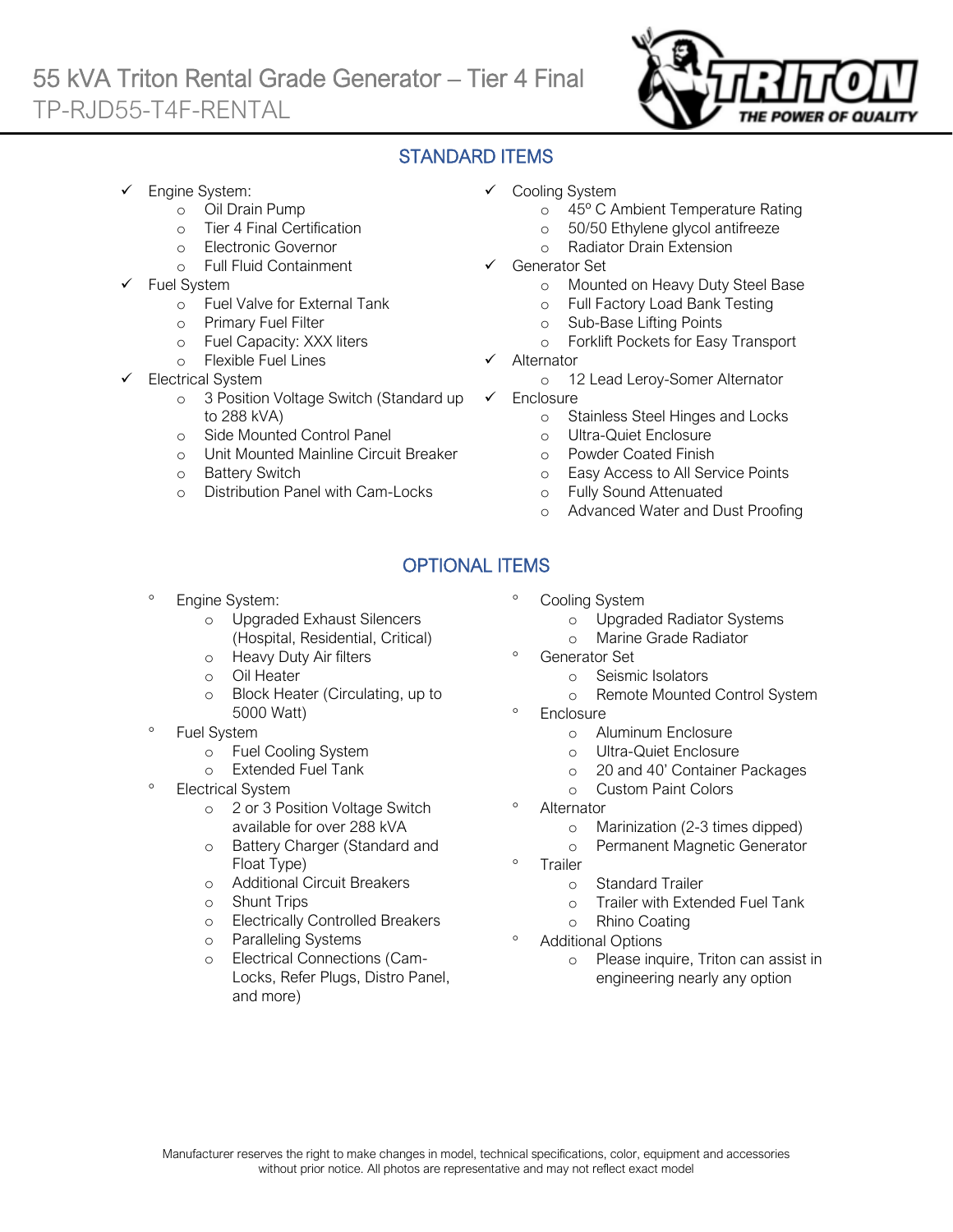# 55 kVA Triton Rental Grade Generator – Tier 4 Final

TP-RJD55-T4F-RENTAL

## STANDARD ITEMS

- ✓ Engine System:
  - Oil Drain Pump
  - Tier 4 Final Certification
  - Electronic Governor
  - Full Fluid Containment
- ✓ Fuel System
  - Fuel Valve for External Tank
  - Primary Fuel Filter
  - Fuel Capacity: XXX liters
  - Flexible Fuel Lines
- ✓ Electrical System
  - 3 Position Voltage Switch (Standard up to 288 kVA)
  - Side Mounted Control Panel
  - Unit Mounted Mainline Circuit Breaker
  - Battery Switch
  - Distribution Panel with Cam-Locks
- ✓ Cooling System
  - 45º C Ambient Temperature Rating
  - 50/50 Ethylene glycol antifreeze
  - Radiator Drain Extension
- ✓ Generator Set
  - Mounted on Heavy Duty Steel Base
  - Full Factory Load Bank Testing
  - Sub-Base Lifting Points
  - Forklift Pockets for Easy Transport
- ✓ Alternator
  - 12 Lead Leroy-Somer Alternator
- ✓ Enclosure
  - Stainless Steel Hinges and Locks
  - Ultra-Quiet Enclosure
  - Powder Coated Finish
  - Easy Access to All Service Points
  - Fully Sound Attenuated
  - Advanced Water and Dust Proofing

## OPTIONAL ITEMS

- Engine System:
  - Upgraded Exhaust Silencers (Hospital, Residential, Critical)
  - Heavy Duty Air filters
  - Oil Heater
  - Block Heater (Circulating, up to 5000 Watt)
- Fuel System
  - Fuel Cooling System
  - Extended Fuel Tank
- Electrical System
  - 2 or 3 Position Voltage Switch available for over 288 kVA
  - Battery Charger (Standard and Float Type)
  - Additional Circuit Breakers
  - Shunt Trips
  - Electrically Controlled Breakers
  - Paralleling Systems
  - Electrical Connections (Cam-Locks, Refer Plugs, Distro Panel, and more)
- Cooling System
  - Upgraded Radiator Systems
  - Marine Grade Radiator
- Generator Set
  - Seismic Isolators
  - Remote Mounted Control System
- Enclosure
  - Aluminum Enclosure
  - Ultra-Quiet Enclosure
  - 20 and 40' Container Packages
  - Custom Paint Colors
- Alternator
  - Marinization (2-3 times dipped)
  - Permanent Magnetic Generator
- Trailer
  - Standard Trailer
  - Trailer with Extended Fuel Tank
  - Rhino Coating
- Additional Options
  - Please inquire, Triton can assist in engineering nearly any option

Manufacturer reserves the right to make changes in model, technical specifications, color, equipment and accessories without prior notice. All photos are representative and may not reflect exact model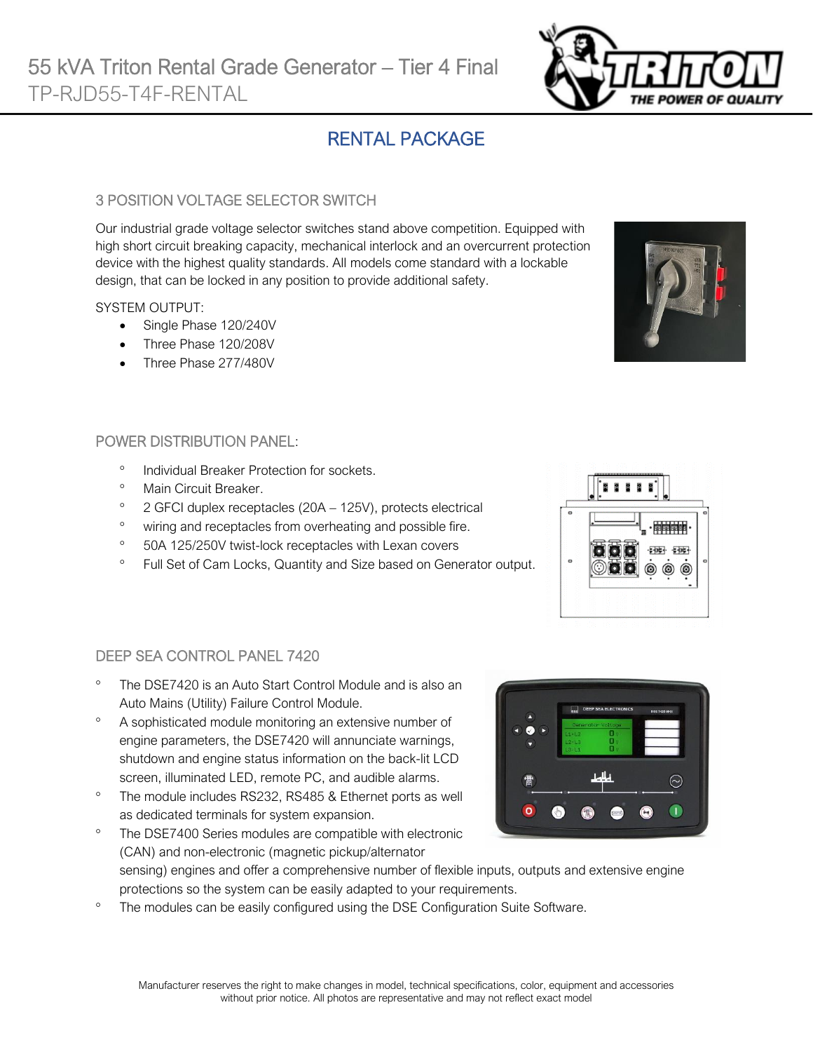# 55 kVA Triton Rental Grade Generator – Tier 4 Final

TP-RJD55-T4F-RENTAL

## RENTAL PACKAGE

### 3 POSITION VOLTAGE SELECTOR SWITCH

Our industrial grade voltage selector switches stand above competition. Equipped with high short circuit breaking capacity, mechanical interlock and an overcurrent protection device with the highest quality standards. All models come standard with a lockable design, that can be locked in any position to provide additional safety.

SYSTEM OUTPUT:

- Single Phase 120/240V
- Three Phase 120/208V
- Three Phase 277/480V

### POWER DISTRIBUTION PANEL:

- Individual Breaker Protection for sockets.
- Main Circuit Breaker.
- 2 GFCI duplex receptacles (20A – 125V), protects electrical
- wiring and receptacles from overheating and possible fire.
- 50A 125/250V twist-lock receptacles with Lexan covers
- Full Set of Cam Locks, Quantity and Size based on Generator output.

### DEEP SEA CONTROL PANEL 7420

- The DSE7420 is an Auto Start Control Module and is also an Auto Mains (Utility) Failure Control Module.
- A sophisticated module monitoring an extensive number of engine parameters, the DSE7420 will annunciate warnings, shutdown and engine status information on the back-lit LCD screen, illuminated LED, remote PC, and audible alarms.
- The module includes RS232, RS485 & Ethernet ports as well as dedicated terminals for system expansion.
- The DSE7400 Series modules are compatible with electronic (CAN) and non-electronic (magnetic pickup/alternator sensing) engines and offer a comprehensive number of flexible inputs, outputs and extensive engine protections so the system can be easily adapted to your requirements.
- The modules can be easily configured using the DSE Configuration Suite Software.

Manufacturer reserves the right to make changes in model, technical specifications, color, equipment and accessories without prior notice. All photos are representative and may not reflect exact model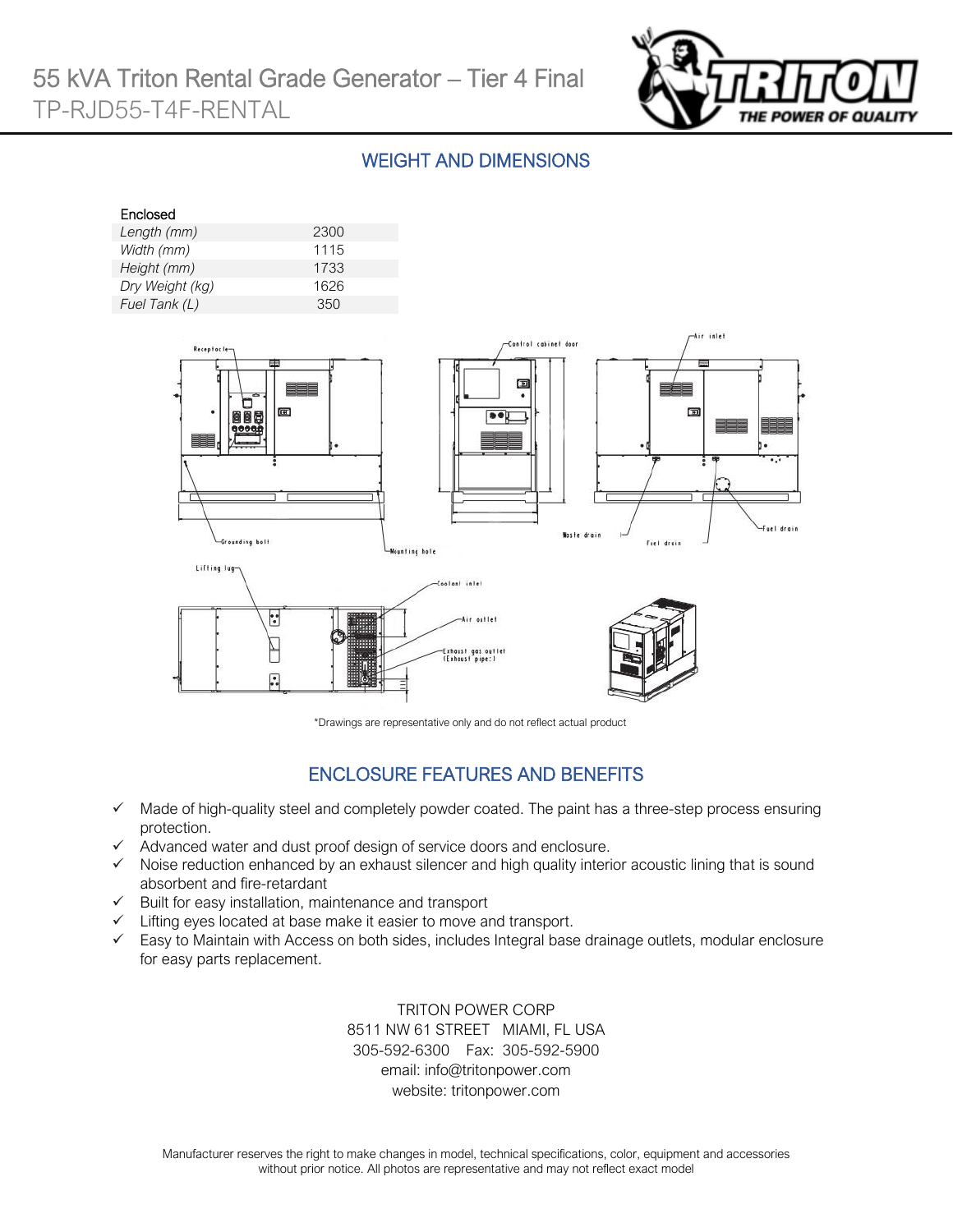# 55 kVA Triton Rental Grade Generator – Tier 4 Final

TP-RJD55-T4F-RENTAL

## WEIGHT AND DIMENSIONS

| Enclosed | |
|---|---|
| *Length (mm)* | 2300 |
| *Width (mm)* | 1115 |
| *Height (mm)* | 1733 |
| *Dry Weight (kg)* | 1626 |
| *Fuel Tank (L)* | 350 |

Receptacle
Grounding bolt
Mounting hole
Control cabinet door
Waste drain
Fuel drain
Air inlet
Fuel drain
Lifting lug
Coolant inlet
Air outlet
Exhaust gas outlet
(Exhaust pipe:)

*Drawings are representative only and do not reflect actual product

## ENCLOSURE FEATURES AND BENEFITS

- ✓ Made of high-quality steel and completely powder coated. The paint has a three-step process ensuring protection.
- ✓ Advanced water and dust proof design of service doors and enclosure.
- ✓ Noise reduction enhanced by an exhaust silencer and high quality interior acoustic lining that is sound absorbent and fire-retardant
- ✓ Built for easy installation, maintenance and transport
- ✓ Lifting eyes located at base make it easier to move and transport.
- ✓ Easy to Maintain with Access on both sides, includes Integral base drainage outlets, modular enclosure for easy parts replacement.

TRITON POWER CORP
8511 NW 61 STREET MIAMI, FL USA
305-592-6300 Fax: 305-592-5900
email: info@tritonpower.com
website: tritonpower.com

Manufacturer reserves the right to make changes in model, technical specifications, color, equipment and accessories without prior notice. All photos are representative and may not reflect exact model